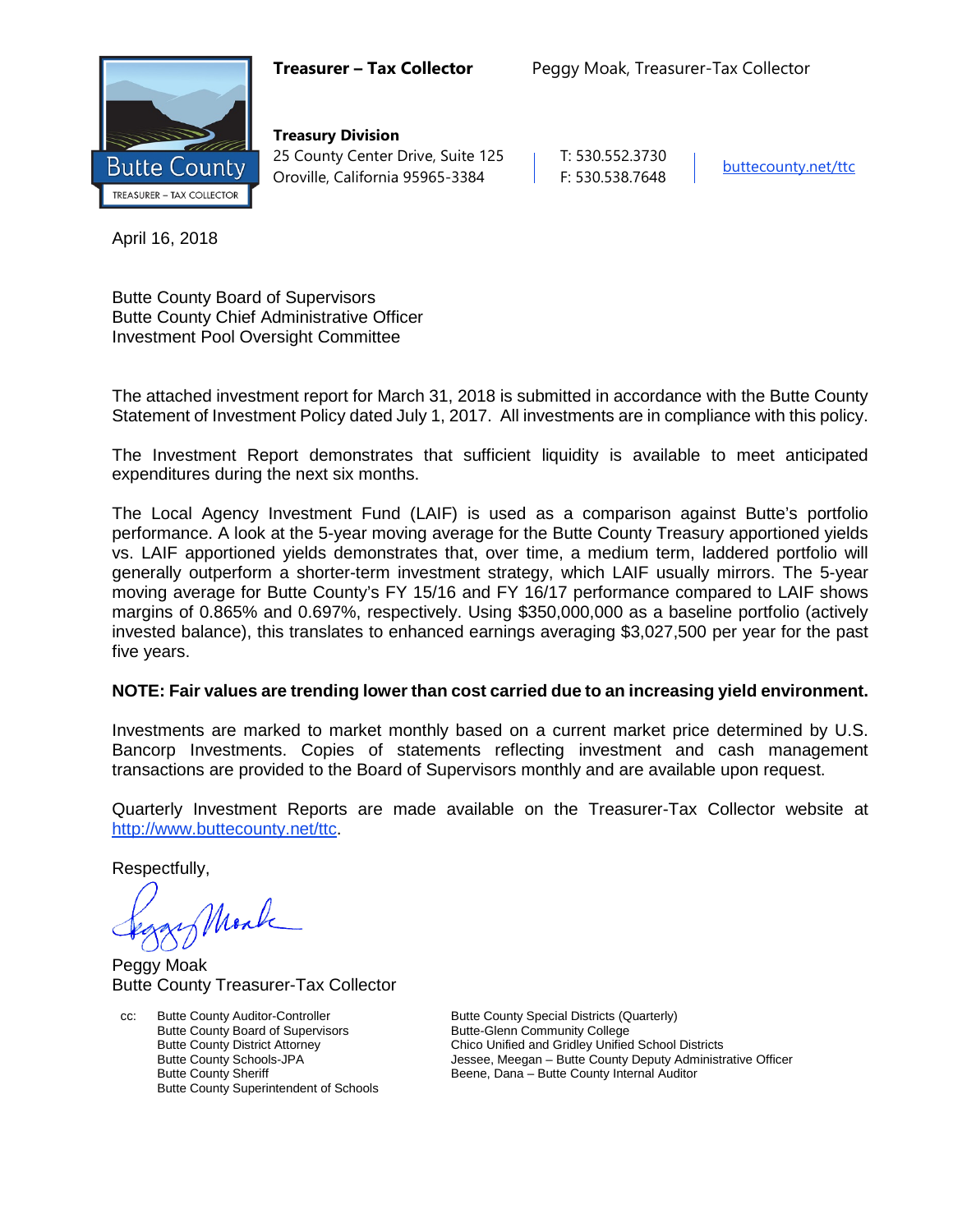**Treasurer – Tax Collector** Peggy Moak, Treasurer-Tax Collector

**Treasury Division**
25 County Center Drive, Suite 125
Oroville, California 95965-3384

T: 530.552.3730
F: 530.538.7648

buttecounty.net/ttc

April 16, 2018

Butte County Board of Supervisors
Butte County Chief Administrative Officer
Investment Pool Oversight Committee

The attached investment report for March 31, 2018 is submitted in accordance with the Butte County Statement of Investment Policy dated July 1, 2017. All investments are in compliance with this policy.

The Investment Report demonstrates that sufficient liquidity is available to meet anticipated expenditures during the next six months.

The Local Agency Investment Fund (LAIF) is used as a comparison against Butte's portfolio performance. A look at the 5-year moving average for the Butte County Treasury apportioned yields vs. LAIF apportioned yields demonstrates that, over time, a medium term, laddered portfolio will generally outperform a shorter-term investment strategy, which LAIF usually mirrors. The 5-year moving average for Butte County's FY 15/16 and FY 16/17 performance compared to LAIF shows margins of 0.865% and 0.697%, respectively. Using $350,000,000 as a baseline portfolio (actively invested balance), this translates to enhanced earnings averaging $3,027,500 per year for the past five years.

**NOTE: Fair values are trending lower than cost carried due to an increasing yield environment.**

Investments are marked to market monthly based on a current market price determined by U.S. Bancorp Investments. Copies of statements reflecting investment and cash management transactions are provided to the Board of Supervisors monthly and are available upon request.

Quarterly Investment Reports are made available on the Treasurer-Tax Collector website at http://www.buttecounty.net/ttc.

Respectfully,

Peggy Moak
Butte County Treasurer-Tax Collector

cc: Butte County Auditor-Controller
Butte County Board of Supervisors
Butte County District Attorney
Butte County Schools-JPA
Butte County Sheriff
Butte County Superintendent of Schools
Butte County Special Districts (Quarterly)
Butte-Glenn Community College
Chico Unified and Gridley Unified School Districts
Jessee, Meegan – Butte County Deputy Administrative Officer
Beene, Dana – Butte County Internal Auditor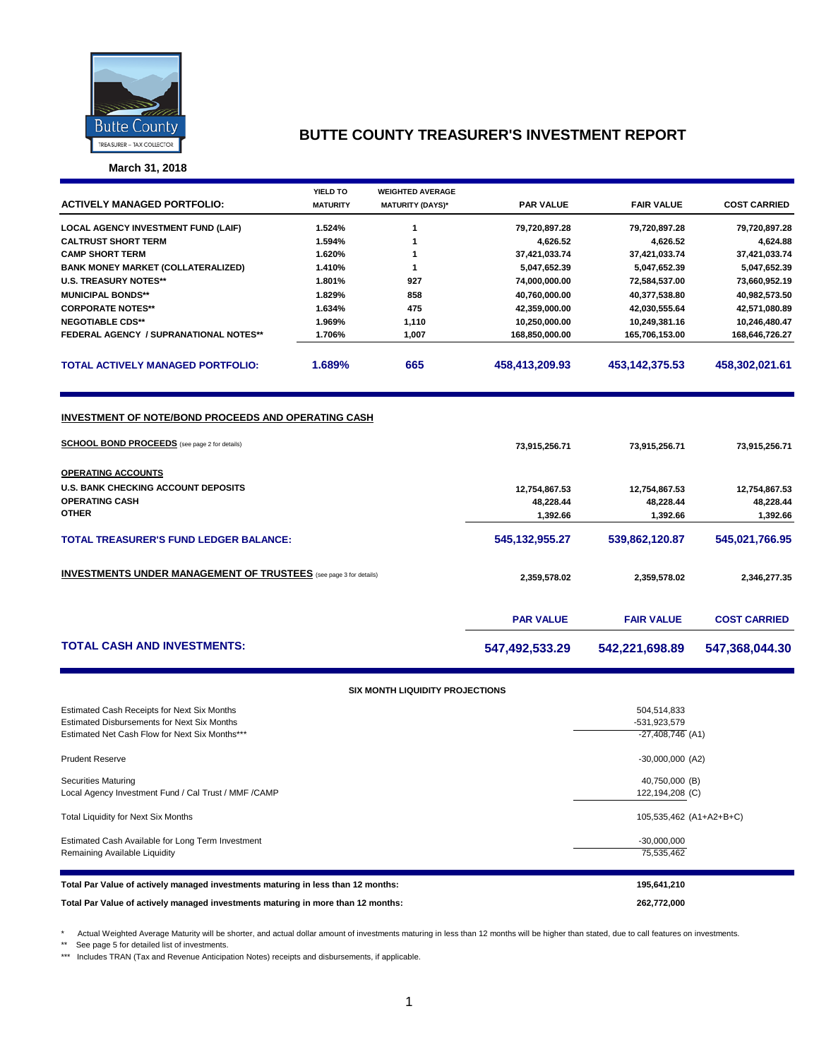# BUTTE COUNTY TREASURER'S INVESTMENT REPORT

**March 31, 2018**

| ACTIVELY MANAGED PORTFOLIO: | YIELD TO MATURITY | WEIGHTED AVERAGE MATURITY (DAYS)* | PAR VALUE | FAIR VALUE | COST CARRIED |
|---|---|---|---|---|---|
| LOCAL AGENCY INVESTMENT FUND (LAIF) | 1.524% | 1 | 79,720,897.28 | 79,720,897.28 | 79,720,897.28 |
| CALTRUST SHORT TERM | 1.594% | 1 | 4,626.52 | 4,626.52 | 4,624.88 |
| CAMP SHORT TERM | 1.620% | 1 | 37,421,033.74 | 37,421,033.74 | 37,421,033.74 |
| BANK MONEY MARKET (COLLATERALIZED) | 1.410% | 1 | 5,047,652.39 | 5,047,652.39 | 5,047,652.39 |
| U.S. TREASURY NOTES** | 1.801% | 927 | 74,000,000.00 | 72,584,537.00 | 73,660,952.19 |
| MUNICIPAL BONDS** | 1.829% | 858 | 40,760,000.00 | 40,377,538.80 | 40,982,573.50 |
| CORPORATE NOTES** | 1.634% | 475 | 42,359,000.00 | 42,030,555.64 | 42,571,080.89 |
| NEGOTIABLE CDS** | 1.969% | 1,110 | 10,250,000.00 | 10,249,381.16 | 10,246,480.47 |
| FEDERAL AGENCY / SUPRANATIONAL NOTES** | 1.706% | 1,007 | 168,850,000.00 | 165,706,153.00 | 168,646,726.27 |
| **TOTAL ACTIVELY MANAGED PORTFOLIO:** | **1.689%** | **665** | **458,413,209.93** | **453,142,375.53** | **458,302,021.61** |

## INVESTMENT OF NOTE/BOND PROCEEDS AND OPERATING CASH

| | PAR VALUE | FAIR VALUE | COST CARRIED |
|---|---|---|---|
| **SCHOOL BOND PROCEEDS** (see page 2 for details) | 73,915,256.71 | 73,915,256.71 | 73,915,256.71 |
| **OPERATING ACCOUNTS** | | | |
| U.S. BANK CHECKING ACCOUNT DEPOSITS | 12,754,867.53 | 12,754,867.53 | 12,754,867.53 |
| OPERATING CASH | 48,228.44 | 48,228.44 | 48,228.44 |
| OTHER | 1,392.66 | 1,392.66 | 1,392.66 |
| **TOTAL TREASURER'S FUND LEDGER BALANCE:** | **545,132,955.27** | **539,862,120.87** | **545,021,766.95** |
| **INVESTMENTS UNDER MANAGEMENT OF TRUSTEES** (see page 3 for details) | 2,359,578.02 | 2,359,578.02 | 2,346,277.35 |

| | PAR VALUE | FAIR VALUE | COST CARRIED |
|---|---|---|---|
| **TOTAL CASH AND INVESTMENTS:** | **547,492,533.29** | **542,221,698.89** | **547,368,044.30** |

### SIX MONTH LIQUIDITY PROJECTIONS

| | |
|---|---|
| Estimated Cash Receipts for Next Six Months | 504,514,833 |
| Estimated Disbursements for Next Six Months | -531,923,579 |
| Estimated Net Cash Flow for Next Six Months*** | -27,408,746 (A1) |
| Prudent Reserve | -30,000,000 (A2) |
| Securities Maturing | 40,750,000 (B) |
| Local Agency Investment Fund / Cal Trust / MMF /CAMP | 122,194,208 (C) |
| Total Liquidity for Next Six Months | 105,535,462 (A1+A2+B+C) |
| Estimated Cash Available for Long Term Investment | -30,000,000 |
| Remaining Available Liquidity | 75,535,462 |

| | |
|---|---|
| **Total Par Value of actively managed investments maturing in less than 12 months:** | **195,641,210** |
| **Total Par Value of actively managed investments maturing in more than 12 months:** | **262,772,000** |

\* Actual Weighted Average Maturity will be shorter, and actual dollar amount of investments maturing in less than 12 months will be higher than stated, due to call features on investments.

** See page 5 for detailed list of investments.

*** Includes TRAN (Tax and Revenue Anticipation Notes) receipts and disbursements, if applicable.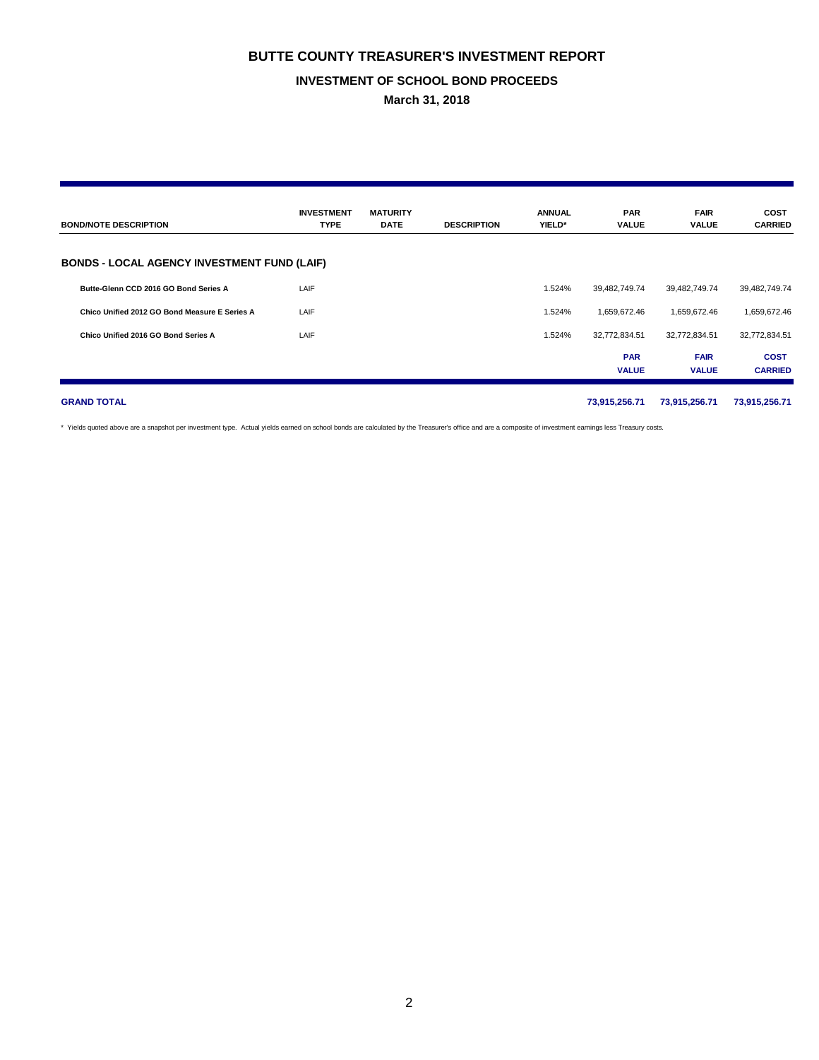# BUTTE COUNTY TREASURER'S INVESTMENT REPORT

## INVESTMENT OF SCHOOL BOND PROCEEDS

### March 31, 2018

| BOND/NOTE DESCRIPTION | INVESTMENT TYPE | MATURITY DATE | DESCRIPTION | ANNUAL YIELD* | PAR VALUE | FAIR VALUE | COST CARRIED |
|---|---|---|---|---|---|---|---|
| **BONDS - LOCAL AGENCY INVESTMENT FUND (LAIF)** | | | | | | | |
| **Butte-Glenn CCD 2016 GO Bond Series A** | LAIF | | | 1.524% | 39,482,749.74 | 39,482,749.74 | 39,482,749.74 |
| **Chico Unified 2012 GO Bond Measure E Series A** | LAIF | | | 1.524% | 1,659,672.46 | 1,659,672.46 | 1,659,672.46 |
| **Chico Unified 2016 GO Bond Series A** | LAIF | | | 1.524% | 32,772,834.51 | 32,772,834.51 | 32,772,834.51 |
| | | | | | **PAR VALUE** | **FAIR VALUE** | **COST CARRIED** |
| **GRAND TOTAL** | | | | | **73,915,256.71** | **73,915,256.71** | **73,915,256.71** |

* Yields quoted above are a snapshot per investment type. Actual yields earned on school bonds are calculated by the Treasurer's office and are a composite of investment earnings less Treasury costs.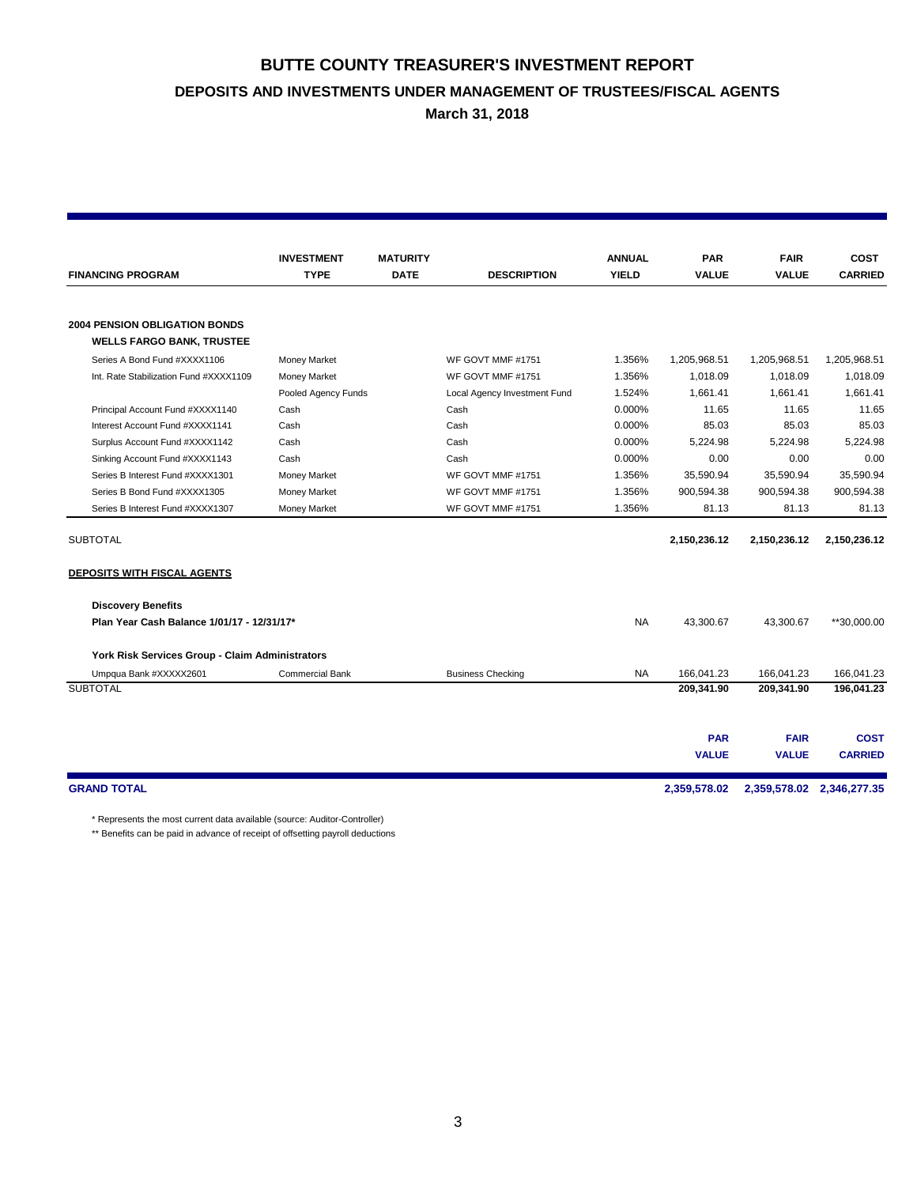# BUTTE COUNTY TREASURER'S INVESTMENT REPORT

## DEPOSITS AND INVESTMENTS UNDER MANAGEMENT OF TRUSTEES/FISCAL AGENTS

### March 31, 2018

| FINANCING PROGRAM | INVESTMENT TYPE | MATURITY DATE | DESCRIPTION | ANNUAL YIELD | PAR VALUE | FAIR VALUE | COST CARRIED |
|---|---|---|---|---|---|---|---|
| **2004 PENSION OBLIGATION BONDS** | | | | | | | |
| **WELLS FARGO BANK, TRUSTEE** | | | | | | | |
| Series A Bond Fund #XXXX1106 | Money Market | | WF GOVT MMF #1751 | 1.356% | 1,205,968.51 | 1,205,968.51 | 1,205,968.51 |
| Int. Rate Stabilization Fund #XXXX1109 | Money Market | | WF GOVT MMF #1751 | 1.356% | 1,018.09 | 1,018.09 | 1,018.09 |
| | Pooled Agency Funds | | Local Agency Investment Fund | 1.524% | 1,661.41 | 1,661.41 | 1,661.41 |
| Principal Account Fund #XXXX1140 | Cash | | Cash | 0.000% | 11.65 | 11.65 | 11.65 |
| Interest Account Fund #XXXX1141 | Cash | | Cash | 0.000% | 85.03 | 85.03 | 85.03 |
| Surplus Account Fund #XXXX1142 | Cash | | Cash | 0.000% | 5,224.98 | 5,224.98 | 5,224.98 |
| Sinking Account Fund #XXXX1143 | Cash | | Cash | 0.000% | 0.00 | 0.00 | 0.00 |
| Series B Interest Fund #XXXX1301 | Money Market | | WF GOVT MMF #1751 | 1.356% | 35,590.94 | 35,590.94 | 35,590.94 |
| Series B Bond Fund #XXXX1305 | Money Market | | WF GOVT MMF #1751 | 1.356% | 900,594.38 | 900,594.38 | 900,594.38 |
| Series B Interest Fund #XXXX1307 | Money Market | | WF GOVT MMF #1751 | 1.356% | 81.13 | 81.13 | 81.13 |
| SUBTOTAL | | | | | **2,150,236.12** | **2,150,236.12** | **2,150,236.12** |
| **DEPOSITS WITH FISCAL AGENTS** | | | | | | | |
| **Discovery Benefits** | | | | | | | |
| **Plan Year Cash Balance 1/01/17 - 12/31/17*** | | | | NA | 43,300.67 | 43,300.67 | **30,000.00 |
| **York Risk Services Group - Claim Administrators** | | | | | | | |
| Umpqua Bank #XXXXX2601 | Commercial Bank | | Business Checking | NA | 166,041.23 | 166,041.23 | 166,041.23 |
| SUBTOTAL | | | | | **209,341.90** | **209,341.90** | **196,041.23** |
| | | | | | **PAR VALUE** | **FAIR VALUE** | **COST CARRIED** |
| **GRAND TOTAL** | | | | | **2,359,578.02** | **2,359,578.02** | **2,346,277.35** |

* Represents the most current data available (source: Auditor-Controller)

** Benefits can be paid in advance of receipt of offsetting payroll deductions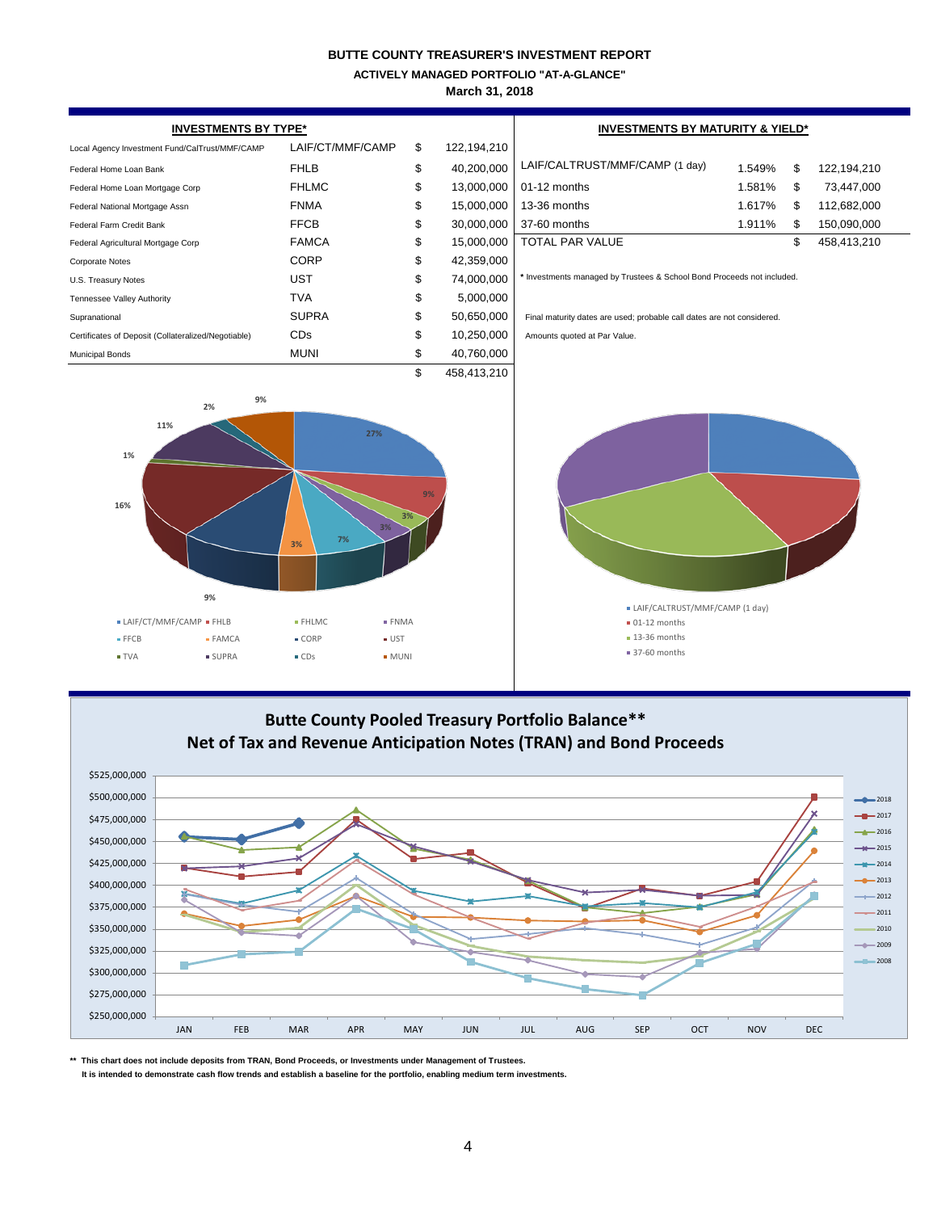# BUTTE COUNTY TREASURER'S INVESTMENT REPORT

## ACTIVELY MANAGED PORTFOLIO "AT-A-GLANCE"

**March 31, 2018**

### INVESTMENTS BY TYPE*

| | | | |
|---|---|---|---|
| Local Agency Investment Fund/CalTrust/MMF/CAMP | LAIF/CT/MMF/CAMP | $ | 122,194,210 |
| Federal Home Loan Bank | FHLB | $ | 40,200,000 |
| Federal Home Loan Mortgage Corp | FHLMC | $ | 13,000,000 |
| Federal National Mortgage Assn | FNMA | $ | 15,000,000 |
| Federal Farm Credit Bank | FFCB | $ | 30,000,000 |
| Federal Agricultural Mortgage Corp | FAMCA | $ | 15,000,000 |
| Corporate Notes | CORP | $ | 42,359,000 |
| U.S. Treasury Notes | UST | $ | 74,000,000 |
| Tennessee Valley Authority | TVA | $ | 5,000,000 |
| Supranational | SUPRA | $ | 50,650,000 |
| Certificates of Deposit (Collateralized/Negotiable) | CDs | $ | 10,250,000 |
| Municipal Bonds | MUNI | $ | 40,760,000 |
| | | $ | 458,413,210 |

### INVESTMENTS BY MATURITY & YIELD*

| | | | |
|---|---|---|---|
| LAIF/CALTRUST/MMF/CAMP (1 day) | 1.549% | $ | 122,194,210 |
| 01-12 months | 1.581% | $ | 73,447,000 |
| 13-36 months | 1.617% | $ | 112,682,000 |
| 37-60 months | 1.911% | $ | 150,090,000 |
| TOTAL PAR VALUE | | $ | 458,413,210 |

* Investments managed by Trustees & School Bond Proceeds not included.

Final maturity dates are used; probable call dates are not considered.

Amounts quoted at Par Value.

## Butte County Pooled Treasury Portfolio Balance**
## Net of Tax and Revenue Anticipation Notes (TRAN) and Bond Proceeds

** This chart does not include deposits from TRAN, Bond Proceeds, or Investments under Management of Trustees.
It is intended to demonstrate cash flow trends and establish a baseline for the portfolio, enabling medium term investments.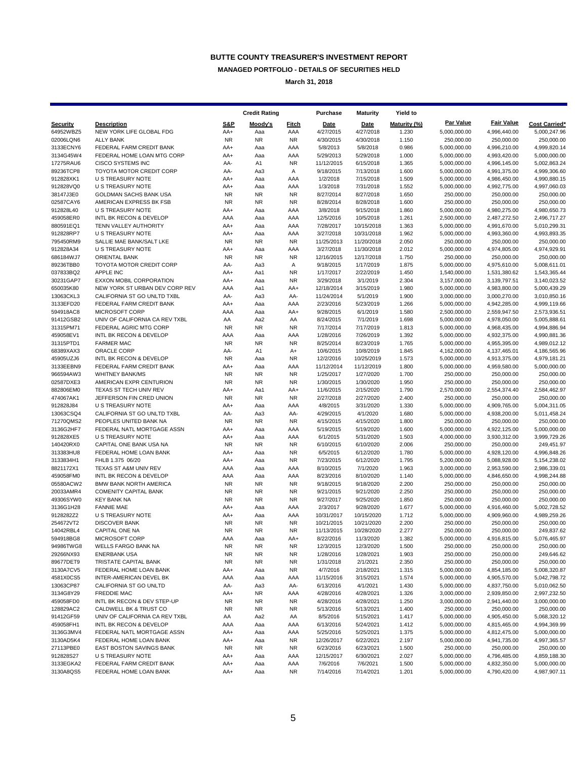# BUTTE COUNTY TREASURER'S INVESTMENT REPORT

## MANAGED PORTFOLIO - DETAILS OF SECURITIES HELD

### March 31, 2018

| | | Credit Rating | | | Purchase | Maturity | Yield to | | | |
|---|---|---|---|---|---|---|---|---|---|---|
| **Security** | **Description** | **S&P** | **Moody's** | **Fitch** | **Date** | **Date** | **Maturity (%)** | **Par Value** | **Fair Value** | **Cost Carried*** |
| 64952WBZ5 | NEW YORK LIFE GLOBAL FDG | AA+ | Aaa | AAA | 4/27/2015 | 4/27/2018 | 1.230 | 5,000,000.00 | 4,996,440.00 | 5,000,247.96 |
| 02006LQN6 | ALLY BANK | NR | NR | NR | 4/30/2015 | 4/30/2018 | 1.150 | 250,000.00 | 250,000.00 | 250,000.00 |
| 3133ECNY6 | FEDERAL FARM CREDIT BANK | AA+ | Aaa | AAA | 5/8/2013 | 5/8/2018 | 0.986 | 5,000,000.00 | 4,996,210.00 | 4,999,820.14 |
| 3134G45W4 | FEDERAL HOME LOAN MTG CORP | AA+ | Aaa | AAA | 5/29/2013 | 5/29/2018 | 1.000 | 5,000,000.00 | 4,993,420.00 | 5,000,000.00 |
| 17275RAU6 | CISCO SYSTEMS INC | AA- | A1 | NR | 11/12/2015 | 6/15/2018 | 1.365 | 5,000,000.00 | 4,996,145.00 | 5,002,863.24 |
| 89236TCP8 | TOYOTA MOTOR CREDIT CORP | AA- | Aa3 | A | 9/18/2015 | 7/13/2018 | 1.600 | 5,000,000.00 | 4,991,375.00 | 4,999,306.60 |
| 912828XK1 | U S TREASURY NOTE | AA+ | Aaa | AAA | 1/2/2018 | 7/15/2018 | 1.509 | 5,000,000.00 | 4,986,450.00 | 4,990,880.15 |
| 912828VQ0 | U S TREASURY NOTE | AA+ | Aaa | AAA | 1/3/2018 | 7/31/2018 | 1.552 | 5,000,000.00 | 4,992,775.00 | 4,997,060.03 |
| 38147J3E0 | GOLDMAN SACHS BANK USA | NR | NR | NR | 8/27/2014 | 8/27/2018 | 1.650 | 250,000.00 | 250,000.00 | 250,000.00 |
| 02587CAY6 | AMERICAN EXPRESS BK FSB | NR | NR | NR | 8/28/2014 | 8/28/2018 | 1.600 | 250,000.00 | 250,000.00 | 250,000.00 |
| 912828L40 | U S TREASURY NOTE | AA+ | Aaa | AAA | 3/8/2018 | 9/15/2018 | 1.860 | 5,000,000.00 | 4,980,275.00 | 4,980,650.73 |
| 459058ER0 | INTL BK RECON & DEVELOP | AAA | Aaa | AAA | 12/5/2016 | 10/5/2018 | 1.261 | 2,500,000.00 | 2,487,272.50 | 2,496,717.27 |
| 880591EQ1 | TENN VALLEY AUTHORITY | AA+ | Aaa | AAA | 7/28/2017 | 10/15/2018 | 1.363 | 5,000,000.00 | 4,991,670.00 | 5,010,299.31 |
| 912828RP7 | U S TREASURY NOTE | AA+ | Aaa | AAA | 3/27/2018 | 10/31/2018 | 1.962 | 5,000,000.00 | 4,993,360.00 | 4,993,893.35 |
| 795450RM9 | SALLIE MAE BANK/SALT LKE | NR | NR | NR | 11/25/2013 | 11/20/2018 | 2.050 | 250,000.00 | 250,000.00 | 250,000.00 |
| 912828A34 | U S TREASURY NOTE | AA+ | Aaa | AAA | 3/27/2018 | 11/30/2018 | 2.012 | 5,000,000.00 | 4,974,805.00 | 4,974,929.91 |
| 686184WJ7 | ORIENTAL BANK | NR | NR | NR | 12/16/2015 | 12/17/2018 | 1.750 | 250,000.00 | 250,000.00 | 250,000.00 |
| 89236TBB0 | TOYOTA MOTOR CREDIT CORP | AA- | Aa3 | A | 9/18/2015 | 1/17/2019 | 1.875 | 5,000,000.00 | 4,975,610.00 | 5,008,611.01 |
| 037833BQ2 | APPLE INC | AA+ | Aa1 | NR | 1/17/2017 | 2/22/2019 | 1.450 | 1,540,000.00 | 1,531,380.62 | 1,543,365.44 |
| 30231GAP7 | EXXON MOBIL CORPORATION | AA+ | Aaa | NR | 3/29/2018 | 3/1/2019 | 2.304 | 3,157,000.00 | 3,139,797.51 | 3,140,023.52 |
| 650035K80 | NEW YORK ST URBAN DEV CORP REV | AAA | Aa1 | AA+ | 12/18/2014 | 3/15/2019 | 1.980 | 5,000,000.00 | 4,983,800.00 | 5,000,439.29 |
| 13063CKL3 | CALIFORNIA ST GO UNLTD TXBL | AA- | Aa3 | AA- | 11/24/2014 | 5/1/2019 | 1.900 | 3,000,000.00 | 3,000,270.00 | 3,010,850.16 |
| 3133EFD20 | FEDERAL FARM CREDIT BANK | AA+ | Aaa | AAA | 2/23/2016 | 5/23/2019 | 1.266 | 5,000,000.00 | 4,942,285.00 | 4,999,119.66 |
| 594918AC8 | MICROSOFT CORP | AAA | Aaa | AA+ | 9/28/2015 | 6/1/2019 | 1.580 | 2,500,000.00 | 2,559,947.50 | 2,573,936.51 |
| 91412GSB2 | UNIV OF CALIFORNIA CA REV TXBL | AA | Aa2 | AA | 8/24/2015 | 7/1/2019 | 1.698 | 5,000,000.00 | 4,978,050.00 | 5,005,888.61 |
| 31315PM71 | FEDERAL AGRIC MTG CORP | NR | NR | NR | 7/17/2014 | 7/17/2019 | 1.813 | 5,000,000.00 | 4,968,435.00 | 4,994,886.94 |
| 459058EV1 | INTL BK RECON & DEVELOP | AAA | Aaa | AAA | 1/28/2016 | 7/26/2019 | 1.392 | 5,000,000.00 | 4,932,375.00 | 4,990,881.36 |
| 31315PTD1 | FARMER MAC | NR | NR | NR | 8/25/2014 | 8/23/2019 | 1.765 | 5,000,000.00 | 4,955,395.00 | 4,989,012.12 |
| 68389XAX3 | ORACLE CORP | AA- | A1 | A+ | 10/6/2015 | 10/8/2019 | 1.845 | 4,162,000.00 | 4,137,465.01 | 4,186,565.96 |
| 45905UZJ6 | INTL BK RECON & DEVELOP | NR | Aaa | NR | 12/2/2016 | 10/25/2019 | 1.573 | 5,000,000.00 | 4,913,375.00 | 4,979,181.21 |
| 3133EEBN9 | FEDERAL FARM CREDIT BANK | AA+ | Aaa | AAA | 11/12/2014 | 11/12/2019 | 1.800 | 5,000,000.00 | 4,959,580.00 | 5,000,000.00 |
| 966594AW3 | WHITNEY BANK/MS | NR | NR | NR | 1/25/2017 | 1/27/2020 | 1.700 | 250,000.00 | 250,000.00 | 250,000.00 |
| 02587DXE3 | AMERICAN EXPR CENTURION | NR | NR | NR | 1/30/2015 | 1/30/2020 | 1.950 | 250,000.00 | 250,000.00 | 250,000.00 |
| 882806EM0 | TEXAS ST TECH UNIV REV | AA+ | Aa1 | AA+ | 11/6/2015 | 2/15/2020 | 1.790 | 2,570,000.00 | 2,554,374.40 | 2,584,462.97 |
| 474067AK1 | JEFFERSON FIN CRED UNION | NR | NR | NR | 2/27/2018 | 2/27/2020 | 2.400 | 250,000.00 | 250,000.00 | 250,000.00 |
| 912828J84 | U S TREASURY NOTE | AA+ | Aaa | AAA | 4/8/2015 | 3/31/2020 | 1.330 | 5,000,000.00 | 4,909,765.00 | 5,004,311.05 |
| 13063CSQ4 | CALIFORNIA ST GO UNLTD TXBL | AA- | Aa3 | AA- | 4/29/2015 | 4/1/2020 | 1.680 | 5,000,000.00 | 4,938,200.00 | 5,011,458.24 |
| 71270QMS2 | PEOPLES UNITED BANK NA | NR | NR | NR | 4/15/2015 | 4/15/2020 | 1.800 | 250,000.00 | 250,000.00 | 250,000.00 |
| 3136G2HF7 | FEDERAL NATL MORTGAGE ASSN | AA+ | Aaa | AAA | 5/19/2015 | 5/19/2020 | 1.600 | 5,000,000.00 | 4,922,125.00 | 5,000,000.00 |
| 912828XE5 | U S TREASURY NOTE | AA+ | Aaa | AAA | 6/1/2015 | 5/31/2020 | 1.503 | 4,000,000.00 | 3,930,312.00 | 3,999,729.26 |
| 140420RX0 | CAPITAL ONE BANK USA NA | NR | NR | NR | 6/10/2015 | 6/10/2020 | 2.006 | 250,000.00 | 250,000.00 | 249,451.97 |
| 313383HU8 | FEDERAL HOME LOAN BANK | AA+ | Aaa | NR | 6/5/2015 | 6/12/2020 | 1.780 | 5,000,000.00 | 4,928,120.00 | 4,996,848.26 |
| 3133834H1 | FHLB 1.375 06/20 | AA+ | Aaa | NR | 7/23/2015 | 6/12/2020 | 1.795 | 5,200,000.00 | 5,088,928.00 | 5,154,238.02 |
| 8821172X1 | TEXAS ST A&M UNIV REV | AAA | Aaa | AAA | 8/10/2015 | 7/1/2020 | 1.963 | 3,000,000.00 | 2,953,590.00 | 2,986,339.01 |
| 459058FM0 | INTL BK RECON & DEVELOP | AAA | Aaa | AAA | 8/23/2016 | 8/10/2020 | 1.140 | 5,000,000.00 | 4,846,650.00 | 4,998,244.88 |
| 05580ACW2 | BMW BANK NORTH AMERICA | NR | NR | NR | 9/18/2015 | 9/18/2020 | 2.200 | 250,000.00 | 250,000.00 | 250,000.00 |
| 20033AMR4 | COMENITY CAPITAL BANK | NR | NR | NR | 9/21/2015 | 9/21/2020 | 2.250 | 250,000.00 | 250,000.00 | 250,000.00 |
| 49306SYW0 | KEY BANK NA | NR | NR | NR | 9/27/2017 | 9/25/2020 | 1.850 | 250,000.00 | 250,000.00 | 250,000.00 |
| 3136G1H28 | FANNIE MAE | AA+ | Aaa | AAA | 2/3/2017 | 9/28/2020 | 1.677 | 5,000,000.00 | 4,916,460.00 | 5,002,728.52 |
| 9128282Z2 | U S TREASURY NOTE | AA+ | Aaa | AAA | 10/31/2017 | 10/15/2020 | 1.712 | 5,000,000.00 | 4,909,960.00 | 4,989,259.26 |
| 254672VT2 | DISCOVER BANK | NR | NR | NR | 10/21/2015 | 10/21/2020 | 2.200 | 250,000.00 | 250,000.00 | 250,000.00 |
| 14042RBL4 | CAPITAL ONE NA | NR | NR | NR | 11/13/2015 | 10/28/2020 | 2.277 | 250,000.00 | 250,000.00 | 249,837.62 |
| 594918BG8 | MICROSOFT CORP | AAA | Aaa | AA+ | 8/22/2016 | 11/3/2020 | 1.382 | 5,000,000.00 | 4,916,815.00 | 5,076,465.97 |
| 94986TWG8 | WELLS FARGO BANK NA | NR | NR | NR | 12/3/2015 | 12/3/2020 | 1.500 | 250,000.00 | 250,000.00 | 250,000.00 |
| 29266NX93 | ENERBANK USA | NR | NR | NR | 1/28/2016 | 1/28/2021 | 1.903 | 250,000.00 | 250,000.00 | 249,646.62 |
| 89677DET9 | TRISTATE CAPITAL BANK | NR | NR | NR | 1/31/2018 | 2/1/2021 | 2.350 | 250,000.00 | 250,000.00 | 250,000.00 |
| 3130A7CV5 | FEDERAL HOME LOAN BANK | AA+ | Aaa | NR | 4/7/2016 | 2/18/2021 | 1.315 | 5,000,000.00 | 4,854,185.00 | 5,008,320.87 |
| 4581X0CS5 | INTER-AMERICAN DEVEL BK | AAA | Aaa | AAA | 11/15/2016 | 3/15/2021 | 1.574 | 5,000,000.00 | 4,905,570.00 | 5,042,798.72 |
| 13063CP87 | CALIFORNIA ST GO UNLTD | AA- | Aa3 | AA- | 6/13/2016 | 4/1/2021 | 1.430 | 5,000,000.00 | 4,837,750.00 | 5,010,062.50 |
| 3134G8Y29 | FREDDIE MAC | AA+ | NR | AAA | 4/28/2016 | 4/28/2021 | 1.326 | 3,000,000.00 | 2,939,850.00 | 2,997,232.50 |
| 459058FD0 | INTL BK RECON & DEV STEP-UP | NR | NR | NR | 4/28/2016 | 4/28/2021 | 1.250 | 3,000,000.00 | 2,941,440.00 | 3,000,000.00 |
| 128829AC2 | CALDWELL BK & TRUST CO | NR | NR | NR | 5/13/2016 | 5/13/2021 | 1.400 | 250,000.00 | 250,000.00 | 250,000.00 |
| 91412GF59 | UNIV OF CALIFORNIA CA REV TXBL | AA | Aa2 | AA | 8/5/2016 | 5/15/2021 | 1.417 | 5,000,000.00 | 4,905,450.00 | 5,068,320.12 |
| 459058FH1 | INTL BK RECON & DEVELOP | AAA | Aaa | AAA | 6/13/2016 | 5/24/2021 | 1.412 | 5,000,000.00 | 4,815,465.00 | 4,994,369.99 |
| 3136G3MV4 | FEDERAL NATL MORTGAGE ASSN | AA+ | Aaa | AAA | 5/25/2016 | 5/25/2021 | 1.375 | 5,000,000.00 | 4,812,475.00 | 5,000,000.00 |
| 3130AD5K4 | FEDERAL HOME LOAN BANK | AA+ | Aaa | NR | 12/26/2017 | 6/22/2021 | 2.197 | 5,000,000.00 | 4,941,735.00 | 4,997,365.57 |
| 27113PBE0 | EAST BOSTON SAVINGS BANK | NR | NR | NR | 6/23/2016 | 6/23/2021 | 1.500 | 250,000.00 | 250,000.00 | 250,000.00 |
| 912828S27 | U S TREASURY NOTE | AA+ | Aaa | AAA | 12/15/2017 | 6/30/2021 | 2.027 | 5,000,000.00 | 4,796,485.00 | 4,859,188.30 |
| 3133EGKA2 | FEDERAL FARM CREDIT BANK | AA+ | Aaa | AAA | 7/6/2016 | 7/6/2021 | 1.500 | 5,000,000.00 | 4,832,350.00 | 5,000,000.00 |
| 3130A8QS5 | FEDERAL HOME LOAN BANK | AA+ | Aaa | NR | 7/14/2016 | 7/14/2021 | 1.201 | 5,000,000.00 | 4,790,420.00 | 4,987,907.11 |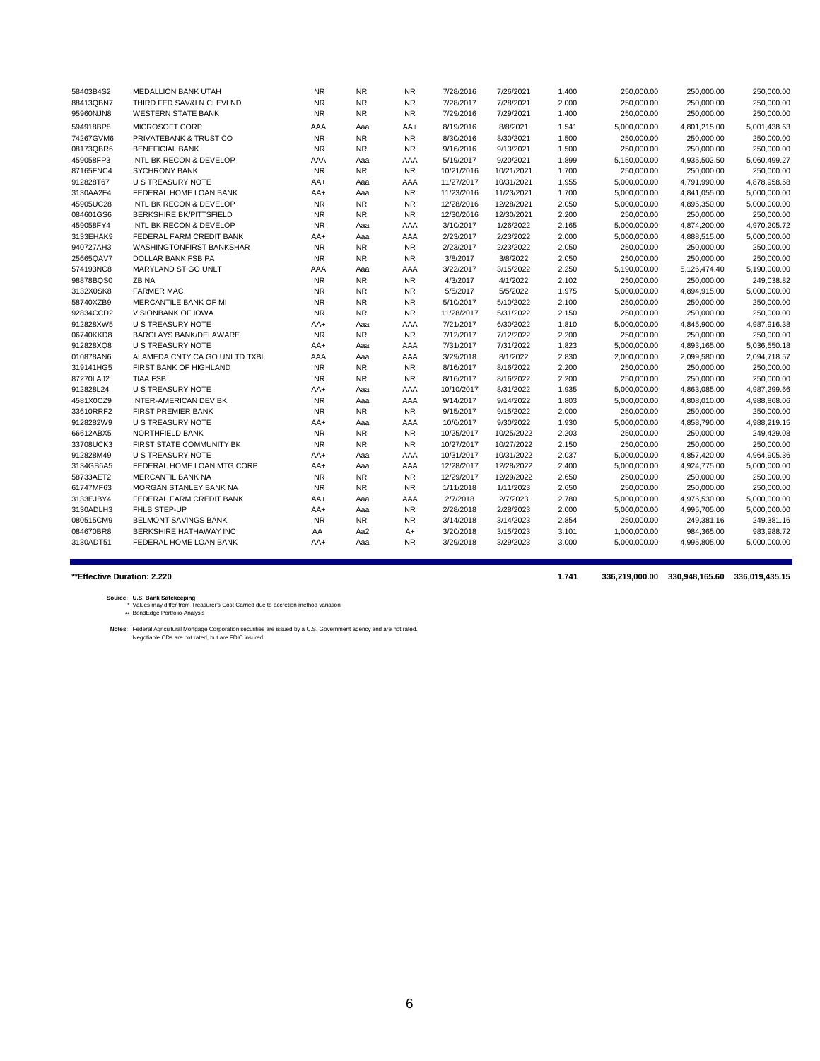| | | | | | | | | | | |
|---|---|---|---|---|---|---|---|---|---|---|
| 58403B4S2 | MEDALLION BANK UTAH | NR | NR | NR | 7/28/2016 | 7/26/2021 | 1.400 | 250,000.00 | 250,000.00 | 250,000.00 |
| 88413QBN7 | THIRD FED SAV&LN CLEVLND | NR | NR | NR | 7/28/2017 | 7/28/2021 | 2.000 | 250,000.00 | 250,000.00 | 250,000.00 |
| 95960NJN8 | WESTERN STATE BANK | NR | NR | NR | 7/29/2016 | 7/29/2021 | 1.400 | 250,000.00 | 250,000.00 | 250,000.00 |
| 594918BP8 | MICROSOFT CORP | AAA | Aaa | AA+ | 8/19/2016 | 8/8/2021 | 1.541 | 5,000,000.00 | 4,801,215.00 | 5,001,438.63 |
| 74267GVM6 | PRIVATEBANK & TRUST CO | NR | NR | NR | 8/30/2016 | 8/30/2021 | 1.500 | 250,000.00 | 250,000.00 | 250,000.00 |
| 08173QBR6 | BENEFICIAL BANK | NR | NR | NR | 9/16/2016 | 9/13/2021 | 1.500 | 250,000.00 | 250,000.00 | 250,000.00 |
| 459058FP3 | INTL BK RECON & DEVELOP | AAA | Aaa | AAA | 5/19/2017 | 9/20/2021 | 1.899 | 5,150,000.00 | 4,935,502.50 | 5,060,499.27 |
| 87165FNC4 | SYCHRONY BANK | NR | NR | NR | 10/21/2016 | 10/21/2021 | 1.700 | 250,000.00 | 250,000.00 | 250,000.00 |
| 912828T67 | U S TREASURY NOTE | AA+ | Aaa | AAA | 11/27/2017 | 10/31/2021 | 1.955 | 5,000,000.00 | 4,791,990.00 | 4,878,958.58 |
| 3130AA2F4 | FEDERAL HOME LOAN BANK | AA+ | Aaa | NR | 11/23/2016 | 11/23/2021 | 1.700 | 5,000,000.00 | 4,841,055.00 | 5,000,000.00 |
| 45905UC28 | INTL BK RECON & DEVELOP | NR | Aaa | AAA | 12/28/2016 | 12/28/2021 | 2.050 | 5,000,000.00 | 4,895,350.00 | 5,000,000.00 |
| 084601GS6 | BERKSHIRE BK/PITTSFIELD | NR | NR | NR | 12/30/2016 | 12/30/2021 | 2.200 | 250,000.00 | 250,000.00 | 250,000.00 |
| 459058FY4 | INTL BK RECON & DEVELOP | NR | Aaa | AAA | 3/10/2017 | 1/26/2022 | 2.165 | 5,000,000.00 | 4,874,200.00 | 4,970,205.72 |
| 3133EHAK9 | FEDERAL FARM CREDIT BANK | AA+ | Aaa | AAA | 2/23/2017 | 2/23/2022 | 2.000 | 5,000,000.00 | 4,888,515.00 | 5,000,000.00 |
| 940727AH3 | WASHINGTONFIRST BANKSHAR | NR | NR | NR | 2/23/2017 | 2/23/2022 | 2.050 | 250,000.00 | 250,000.00 | 250,000.00 |
| 25665QAV7 | DOLLAR BANK FSB PA | NR | NR | NR | 3/8/2017 | 3/8/2022 | 2.050 | 250,000.00 | 250,000.00 | 250,000.00 |
| 574193NC8 | MARYLAND ST GO UNLT | AAA | Aaa | AAA | 3/22/2017 | 3/15/2022 | 2.250 | 5,190,000.00 | 5,126,474.40 | 5,190,000.00 |
| 98878BQS0 | ZB NA | NR | NR | NR | 4/3/2017 | 4/1/2022 | 2.102 | 250,000.00 | 250,000.00 | 249,038.82 |
| 3132X0SK8 | FARMER MAC | NR | NR | NR | 5/5/2017 | 5/5/2022 | 1.975 | 5,000,000.00 | 4,894,915.00 | 5,000,000.00 |
| 58740XZB9 | MERCANTILE BANK OF MI | NR | NR | NR | 5/10/2017 | 5/10/2022 | 2.100 | 250,000.00 | 250,000.00 | 250,000.00 |
| 92834CCD2 | VISIONBANK OF IOWA | NR | NR | NR | 11/28/2017 | 5/31/2022 | 2.150 | 250,000.00 | 250,000.00 | 250,000.00 |
| 912828XW5 | U S TREASURY NOTE | AA+ | Aaa | AAA | 7/21/2017 | 6/30/2022 | 1.810 | 5,000,000.00 | 4,845,900.00 | 4,987,916.38 |
| 06740KKD8 | BARCLAYS BANK/DELAWARE | NR | NR | NR | 7/12/2017 | 7/12/2022 | 2.200 | 250,000.00 | 250,000.00 | 250,000.00 |
| 912828XQ8 | U S TREASURY NOTE | AA+ | Aaa | AAA | 7/31/2017 | 7/31/2022 | 1.823 | 5,000,000.00 | 4,893,165.00 | 5,036,550.18 |
| 010878AN6 | ALAMEDA CNTY CA GO UNLTD TXBL | AAA | Aaa | AAA | 3/29/2018 | 8/1/2022 | 2.830 | 2,000,000.00 | 2,099,580.00 | 2,094,718.57 |
| 319141HG5 | FIRST BANK OF HIGHLAND | NR | NR | NR | 8/16/2017 | 8/16/2022 | 2.200 | 250,000.00 | 250,000.00 | 250,000.00 |
| 87270LAJ2 | TIAA FSB | NR | NR | NR | 8/16/2017 | 8/16/2022 | 2.200 | 250,000.00 | 250,000.00 | 250,000.00 |
| 912828L24 | U S TREASURY NOTE | AA+ | Aaa | AAA | 10/10/2017 | 8/31/2022 | 1.935 | 5,000,000.00 | 4,863,085.00 | 4,987,299.66 |
| 4581X0CZ9 | INTER-AMERICAN DEV BK | NR | Aaa | AAA | 9/14/2017 | 9/14/2022 | 1.803 | 5,000,000.00 | 4,808,010.00 | 4,988,868.06 |
| 33610RRF2 | FIRST PREMIER BANK | NR | NR | NR | 9/15/2017 | 9/15/2022 | 2.000 | 250,000.00 | 250,000.00 | 250,000.00 |
| 9128282W9 | U S TREASURY NOTE | AA+ | Aaa | AAA | 10/6/2017 | 9/30/2022 | 1.930 | 5,000,000.00 | 4,858,790.00 | 4,988,219.15 |
| 66612ABX5 | NORTHFIELD BANK | NR | NR | NR | 10/25/2017 | 10/25/2022 | 2.203 | 250,000.00 | 250,000.00 | 249,429.08 |
| 33708UCK3 | FIRST STATE COMMUNITY BK | NR | NR | NR | 10/27/2017 | 10/27/2022 | 2.150 | 250,000.00 | 250,000.00 | 250,000.00 |
| 912828M49 | U S TREASURY NOTE | AA+ | Aaa | AAA | 10/31/2017 | 10/31/2022 | 2.037 | 5,000,000.00 | 4,857,420.00 | 4,964,905.36 |
| 3134GB6A5 | FEDERAL HOME LOAN MTG CORP | AA+ | Aaa | AAA | 12/28/2017 | 12/28/2022 | 2.400 | 5,000,000.00 | 4,924,775.00 | 5,000,000.00 |
| 58733AET2 | MERCANTIL BANK NA | NR | NR | NR | 12/29/2017 | 12/29/2022 | 2.650 | 250,000.00 | 250,000.00 | 250,000.00 |
| 61747MF63 | MORGAN STANLEY BANK NA | NR | NR | NR | 1/11/2018 | 1/11/2023 | 2.650 | 250,000.00 | 250,000.00 | 250,000.00 |
| 3133EJBY4 | FEDERAL FARM CREDIT BANK | AA+ | Aaa | AAA | 2/7/2018 | 2/7/2023 | 2.780 | 5,000,000.00 | 4,976,530.00 | 5,000,000.00 |
| 3130ADLH3 | FHLB STEP-UP | AA+ | Aaa | NR | 2/28/2018 | 2/28/2023 | 2.000 | 5,000,000.00 | 4,995,705.00 | 5,000,000.00 |
| 080515CM9 | BELMONT SAVINGS BANK | NR | NR | NR | 3/14/2018 | 3/14/2023 | 2.854 | 250,000.00 | 249,381.16 | 249,381.16 |
| 084670BR8 | BERKSHIRE HATHAWAY INC | AA | Aa2 | A+ | 3/20/2018 | 3/15/2023 | 3.101 | 1,000,000.00 | 984,365.00 | 983,988.72 |
| 3130ADT51 | FEDERAL HOME LOAN BANK | AA+ | Aaa | NR | 3/29/2018 | 3/29/2023 | 3.000 | 5,000,000.00 | 4,995,805.00 | 5,000,000.00 |
| **\*\*Effective Duration: 2.220** | | | | | | | **1.741** | **336,219,000.00** | **330,948,165.60** | **336,019,435.15** |

**Source: U.S. Bank Safekeeping**
\* Values may differ from Treasurer's Cost Carried due to accretion method variation.
\*\* BondEdge Portfolio Analysis

**Notes:** Federal Agricultural Mortgage Corporation securities are issued by a U.S. Government agency and are not rated.
Negotiable CDs are not rated, but are FDIC insured.